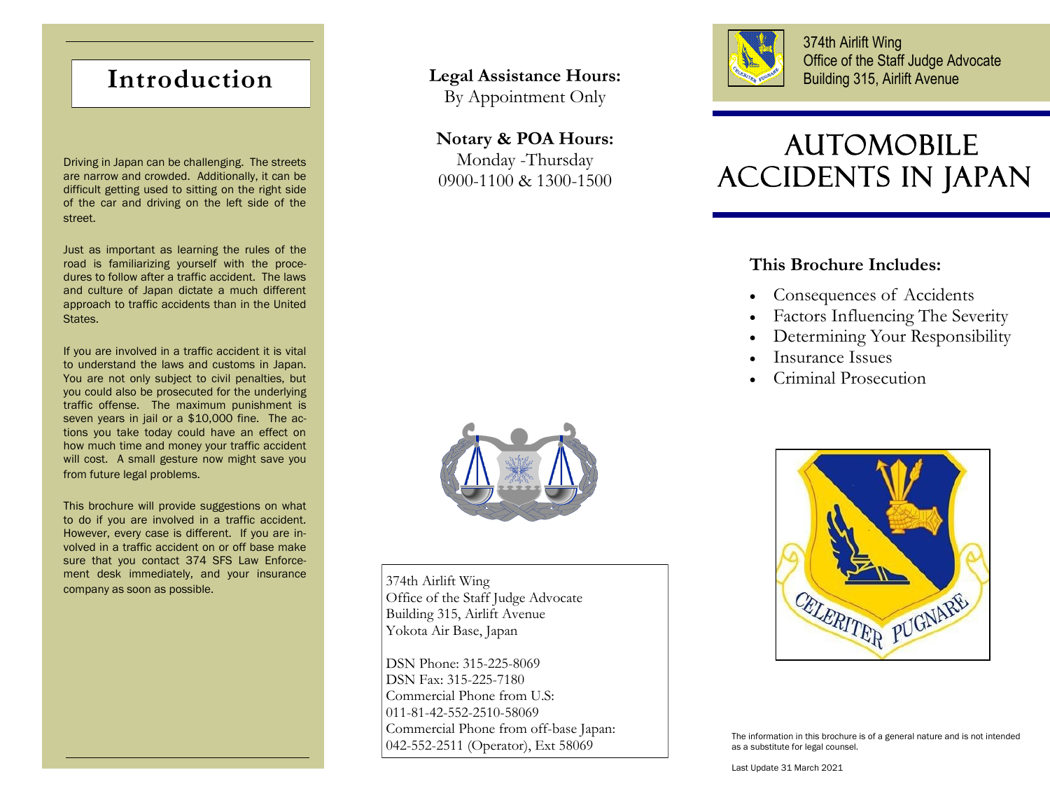# Introduction

Driving in Japan can be challenging. The streets are narrow and crowded. Additionally, it can be difficult getting used to sitting on the right side of the car and driving on the left side of the street.

Just as important as learning the rules of the road is familiarizing yourself with the procedures to follow after a traffic accident. The laws and culture of Japan dictate a much different approach to traffic accidents than in the United States.

If you are involved in a traffic accident it is vital to understand the laws and customs in Japan. You are not only subject to civil penalties, but you could also be prosecuted for the underlying traffic offense. The maximum punishment is seven years in jail or a $10,000 fine. The actions you take today could have an effect on how much time and money your traffic accident will cost. A small gesture now might save you from future legal problems.

This brochure will provide suggestions on what to do if you are involved in a traffic accident. However, every case is different. If you are involved in a traffic accident on or off base make sure that you contact 374 SFS Law Enforcement desk immediately, and your insurance company as soon as possible.

**Legal Assistance Hours:**
By Appointment Only

**Notary & POA Hours:**
Monday -Thursday
0900-1100 & 1300-1500

374th Airlift Wing
Office of the Staff Judge Advocate
Building 315, Airlift Avenue
Yokota Air Base, Japan

DSN Phone: 315-225-8069
DSN Fax: 315-225-7180
Commercial Phone from U.S:
011-81-42-552-2510-58069
Commercial Phone from off-base Japan:
042-552-2511 (Operator), Ext 58069

374th Airlift Wing
Office of the Staff Judge Advocate
Building 315, Airlift Avenue

# AUTOMOBILE ACCIDENTS IN JAPAN

**This Brochure Includes:**

- Consequences of Accidents
- Factors Influencing The Severity
- Determining Your Responsibility
- Insurance Issues
- Criminal Prosecution

The information in this brochure is of a general nature and is not intended as a substitute for legal counsel.

Last Update 31 March 2021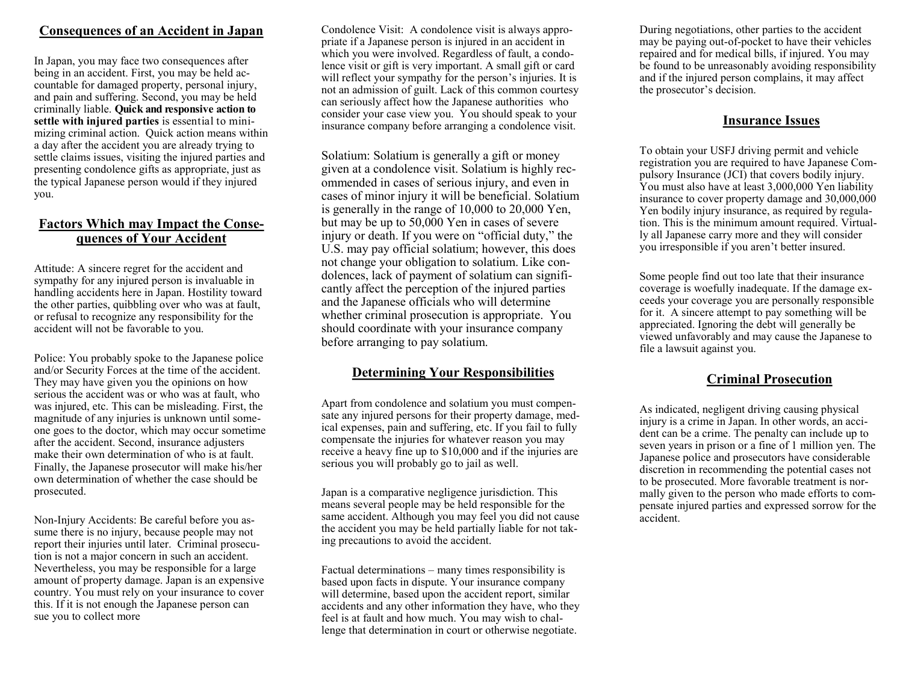## Consequences of an Accident in Japan

In Japan, you may face two consequences after being in an accident. First, you may be held accountable for damaged property, personal injury, and pain and suffering. Second, you may be held criminally liable. **Quick and responsive action to settle with injured parties** is essential to minimizing criminal action. Quick action means within a day after the accident you are already trying to settle claims issues, visiting the injured parties and presenting condolence gifts as appropriate, just as the typical Japanese person would if they injured you.

## Factors Which may Impact the Consequences of Your Accident

Attitude: A sincere regret for the accident and sympathy for any injured person is invaluable in handling accidents here in Japan. Hostility toward the other parties, quibbling over who was at fault, or refusal to recognize any responsibility for the accident will not be favorable to you.

Police: You probably spoke to the Japanese police and/or Security Forces at the time of the accident. They may have given you the opinions on how serious the accident was or who was at fault, who was injured, etc. This can be misleading. First, the magnitude of any injuries is unknown until someone goes to the doctor, which may occur sometime after the accident. Second, insurance adjusters make their own determination of who is at fault. Finally, the Japanese prosecutor will make his/her own determination of whether the case should be prosecuted.

Non-Injury Accidents: Be careful before you assume there is no injury, because people may not report their injuries until later. Criminal prosecution is not a major concern in such an accident. Nevertheless, you may be responsible for a large amount of property damage. Japan is an expensive country. You must rely on your insurance to cover this. If it is not enough the Japanese person can sue you to collect more

Condolence Visit: A condolence visit is always appropriate if a Japanese person is injured in an accident in which you were involved. Regardless of fault, a condolence visit or gift is very important. A small gift or card will reflect your sympathy for the person's injuries. It is not an admission of guilt. Lack of this common courtesy can seriously affect how the Japanese authorities who consider your case view you. You should speak to your insurance company before arranging a condolence visit.

Solatium: Solatium is generally a gift or money given at a condolence visit. Solatium is highly recommended in cases of serious injury, and even in cases of minor injury it will be beneficial. Solatium is generally in the range of 10,000 to 20,000 Yen, but may be up to 50,000 Yen in cases of severe injury or death. If you were on "official duty," the U.S. may pay official solatium; however, this does not change your obligation to solatium. Like condolences, lack of payment of solatium can significantly affect the perception of the injured parties and the Japanese officials who will determine whether criminal prosecution is appropriate. You should coordinate with your insurance company before arranging to pay solatium.

## Determining Your Responsibilities

Apart from condolence and solatium you must compensate any injured persons for their property damage, medical expenses, pain and suffering, etc. If you fail to fully compensate the injuries for whatever reason you may receive a heavy fine up to $10,000 and if the injuries are serious you will probably go to jail as well.

Japan is a comparative negligence jurisdiction. This means several people may be held responsible for the same accident. Although you may feel you did not cause the accident you may be held partially liable for not taking precautions to avoid the accident.

Factual determinations – many times responsibility is based upon facts in dispute. Your insurance company will determine, based upon the accident report, similar accidents and any other information they have, who they feel is at fault and how much. You may wish to challenge that determination in court or otherwise negotiate.

During negotiations, other parties to the accident may be paying out-of-pocket to have their vehicles repaired and for medical bills, if injured. You may be found to be unreasonably avoiding responsibility and if the injured person complains, it may affect the prosecutor's decision.

## Insurance Issues

To obtain your USFJ driving permit and vehicle registration you are required to have Japanese Compulsory Insurance (JCI) that covers bodily injury. You must also have at least 3,000,000 Yen liability insurance to cover property damage and 30,000,000 Yen bodily injury insurance, as required by regulation. This is the minimum amount required. Virtually all Japanese carry more and they will consider you irresponsible if you aren't better insured.

Some people find out too late that their insurance coverage is woefully inadequate. If the damage exceeds your coverage you are personally responsible for it. A sincere attempt to pay something will be appreciated. Ignoring the debt will generally be viewed unfavorably and may cause the Japanese to file a lawsuit against you.

## Criminal Prosecution

As indicated, negligent driving causing physical injury is a crime in Japan. In other words, an accident can be a crime. The penalty can include up to seven years in prison or a fine of 1 million yen. The Japanese police and prosecutors have considerable discretion in recommending the potential cases not to be prosecuted. More favorable treatment is normally given to the person who made efforts to compensate injured parties and expressed sorrow for the accident.